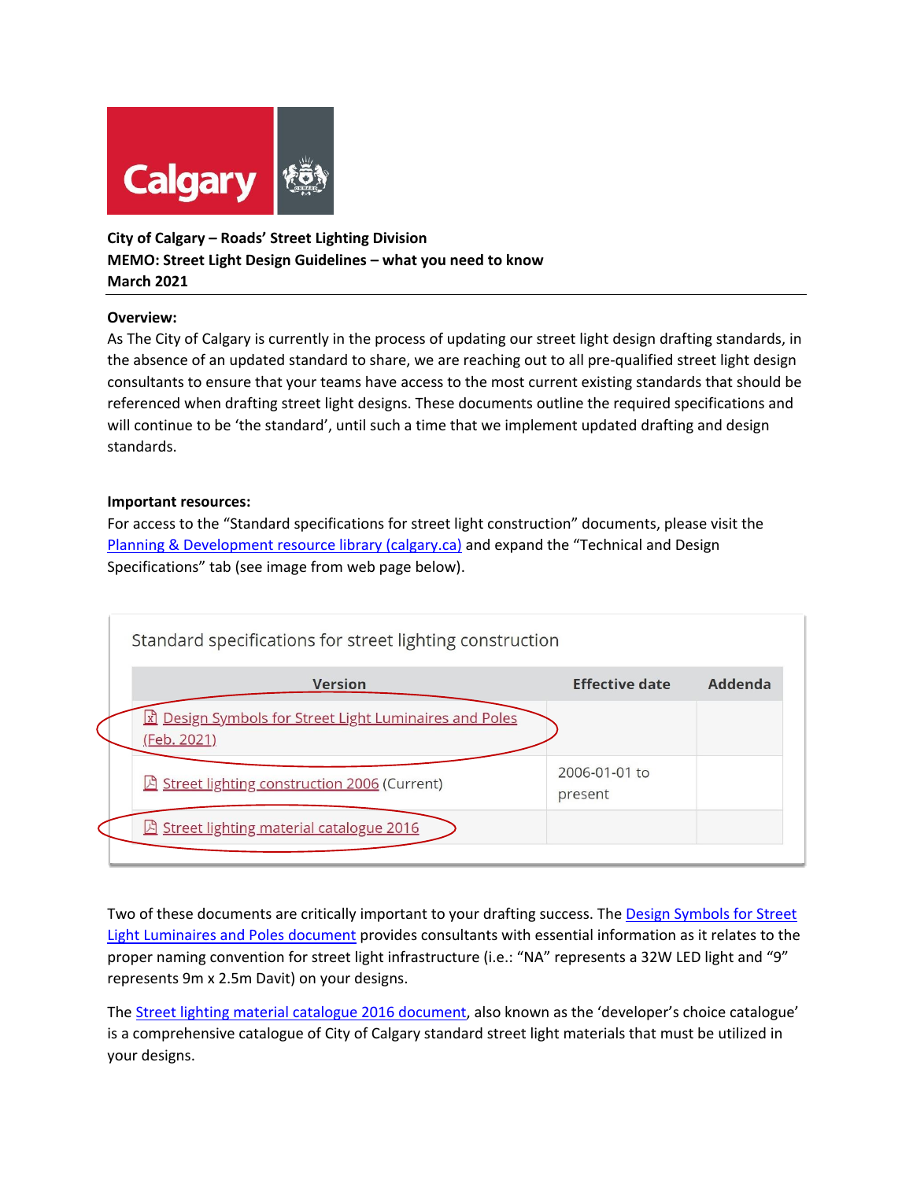**City of Calgary – Roads' Street Lighting Division**
**MEMO: Street Light Design Guidelines – what you need to know**
**March 2021**

---

**Overview:**

As The City of Calgary is currently in the process of updating our street light design drafting standards, in the absence of an updated standard to share, we are reaching out to all pre-qualified street light design consultants to ensure that your teams have access to the most current existing standards that should be referenced when drafting street light designs. These documents outline the required specifications and will continue to be 'the standard', until such a time that we implement updated drafting and design standards.

**Important resources:**

For access to the "Standard specifications for street light construction" documents, please visit the [Planning & Development resource library (calgary.ca)] and expand the "Technical and Design Specifications" tab (see image from web page below).

Standard specifications for street lighting construction

| Version | Effective date | Addenda |
|---|---|---|
| Design Symbols for Street Light Luminaires and Poles (Feb. 2021) | | |
| Street lighting construction 2006 (Current) | 2006-01-01 to present | |
| Street lighting material catalogue 2016 | | |

Two of these documents are critically important to your drafting success. The Design Symbols for Street Light Luminaires and Poles document provides consultants with essential information as it relates to the proper naming convention for street light infrastructure (i.e.: "NA" represents a 32W LED light and "9" represents 9m x 2.5m Davit) on your designs.

The Street lighting material catalogue 2016 document, also known as the 'developer's choice catalogue' is a comprehensive catalogue of City of Calgary standard street light materials that must be utilized in your designs.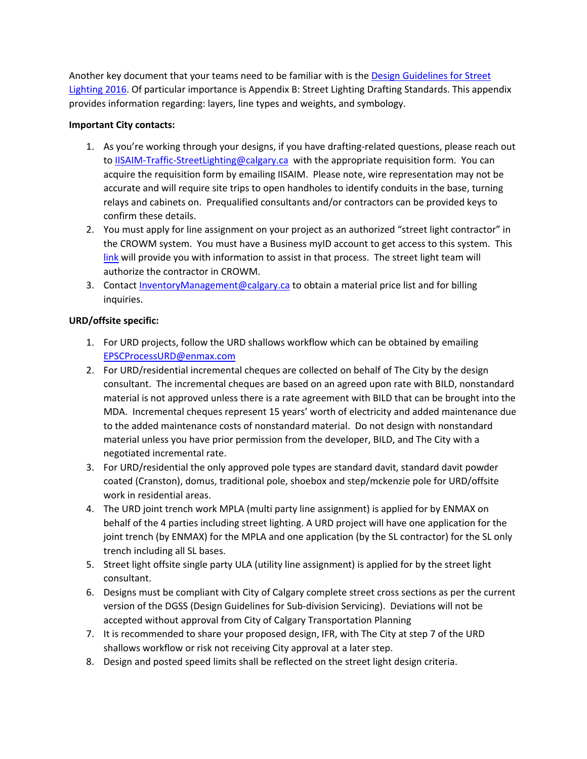Another key document that your teams need to be familiar with is the [Design Guidelines for Street Lighting 2016](). Of particular importance is Appendix B: Street Lighting Drafting Standards. This appendix provides information regarding: layers, line types and weights, and symbology.

**Important City contacts:**

1. As you're working through your designs, if you have drafting-related questions, please reach out to IISAIM-Traffic-StreetLighting@calgary.ca with the appropriate requisition form. You can acquire the requisition form by emailing IISAIM. Please note, wire representation may not be accurate and will require site trips to open handholes to identify conduits in the base, turning relays and cabinets on. Prequalified consultants and/or contractors can be provided keys to confirm these details.
2. You must apply for line assignment on your project as an authorized "street light contractor" in the CROWM system. You must have a Business myID account to get access to this system. This [link]() will provide you with information to assist in that process. The street light team will authorize the contractor in CROWM.
3. Contact InventoryManagement@calgary.ca to obtain a material price list and for billing inquiries.

**URD/offsite specific:**

1. For URD projects, follow the URD shallows workflow which can be obtained by emailing EPSCProcessURD@enmax.com
2. For URD/residential incremental cheques are collected on behalf of The City by the design consultant. The incremental cheques are based on an agreed upon rate with BILD, nonstandard material is not approved unless there is a rate agreement with BILD that can be brought into the MDA. Incremental cheques represent 15 years' worth of electricity and added maintenance due to the added maintenance costs of nonstandard material. Do not design with nonstandard material unless you have prior permission from the developer, BILD, and The City with a negotiated incremental rate.
3. For URD/residential the only approved pole types are standard davit, standard davit powder coated (Cranston), domus, traditional pole, shoebox and step/mckenzie pole for URD/offsite work in residential areas.
4. The URD joint trench work MPLA (multi party line assignment) is applied for by ENMAX on behalf of the 4 parties including street lighting. A URD project will have one application for the joint trench (by ENMAX) for the MPLA and one application (by the SL contractor) for the SL only trench including all SL bases.
5. Street light offsite single party ULA (utility line assignment) is applied for by the street light consultant.
6. Designs must be compliant with City of Calgary complete street cross sections as per the current version of the DGSS (Design Guidelines for Sub-division Servicing). Deviations will not be accepted without approval from City of Calgary Transportation Planning
7. It is recommended to share your proposed design, IFR, with The City at step 7 of the URD shallows workflow or risk not receiving City approval at a later step.
8. Design and posted speed limits shall be reflected on the street light design criteria.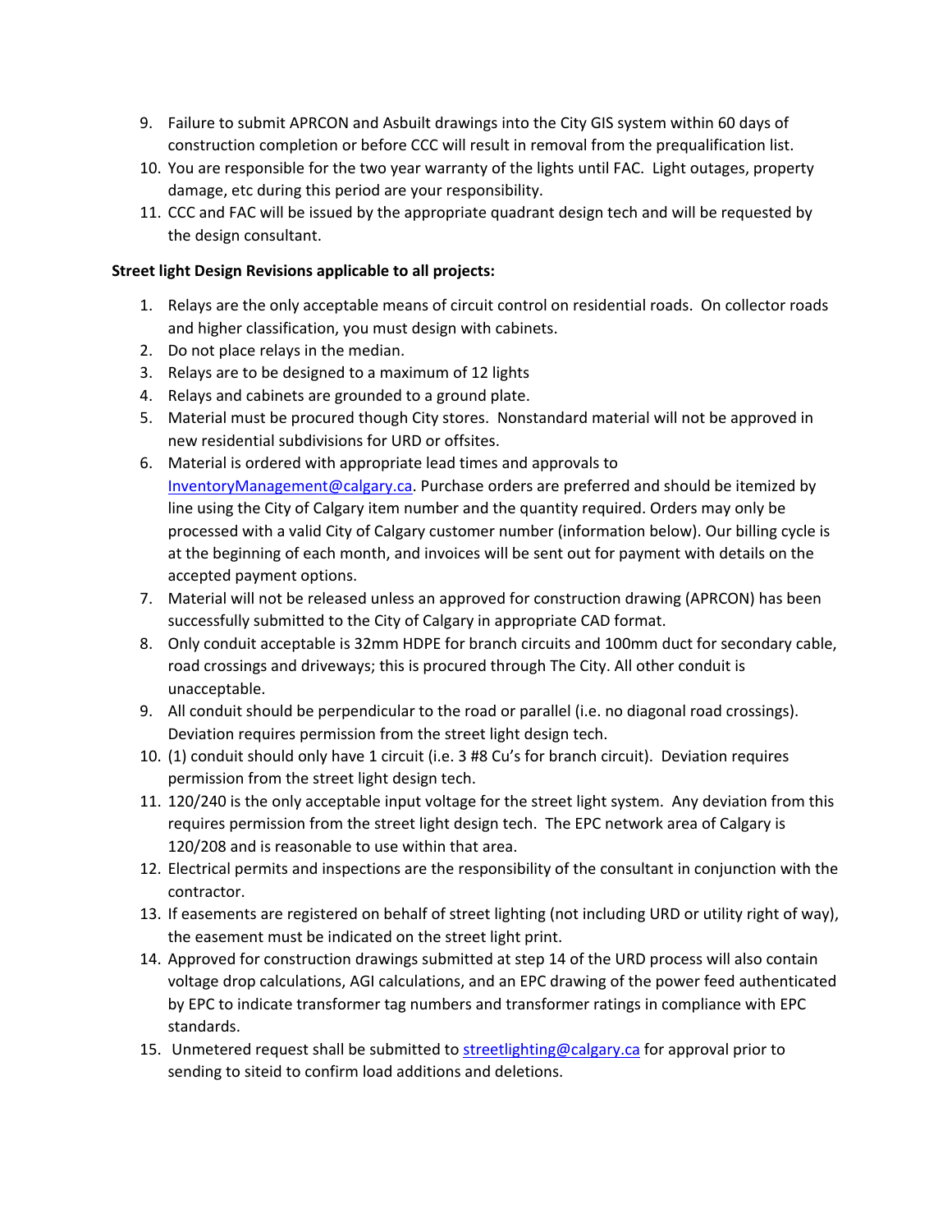9. Failure to submit APRCON and Asbuilt drawings into the City GIS system within 60 days of construction completion or before CCC will result in removal from the prequalification list.
10. You are responsible for the two year warranty of the lights until FAC. Light outages, property damage, etc during this period are your responsibility.
11. CCC and FAC will be issued by the appropriate quadrant design tech and will be requested by the design consultant.

**Street light Design Revisions applicable to all projects:**

1. Relays are the only acceptable means of circuit control on residential roads. On collector roads and higher classification, you must design with cabinets.
2. Do not place relays in the median.
3. Relays are to be designed to a maximum of 12 lights
4. Relays and cabinets are grounded to a ground plate.
5. Material must be procured though City stores. Nonstandard material will not be approved in new residential subdivisions for URD or offsites.
6. Material is ordered with appropriate lead times and approvals to InventoryManagement@calgary.ca. Purchase orders are preferred and should be itemized by line using the City of Calgary item number and the quantity required. Orders may only be processed with a valid City of Calgary customer number (information below). Our billing cycle is at the beginning of each month, and invoices will be sent out for payment with details on the accepted payment options.
7. Material will not be released unless an approved for construction drawing (APRCON) has been successfully submitted to the City of Calgary in appropriate CAD format.
8. Only conduit acceptable is 32mm HDPE for branch circuits and 100mm duct for secondary cable, road crossings and driveways; this is procured through The City. All other conduit is unacceptable.
9. All conduit should be perpendicular to the road or parallel (i.e. no diagonal road crossings). Deviation requires permission from the street light design tech.
10. (1) conduit should only have 1 circuit (i.e. 3 #8 Cu's for branch circuit). Deviation requires permission from the street light design tech.
11. 120/240 is the only acceptable input voltage for the street light system. Any deviation from this requires permission from the street light design tech. The EPC network area of Calgary is 120/208 and is reasonable to use within that area.
12. Electrical permits and inspections are the responsibility of the consultant in conjunction with the contractor.
13. If easements are registered on behalf of street lighting (not including URD or utility right of way), the easement must be indicated on the street light print.
14. Approved for construction drawings submitted at step 14 of the URD process will also contain voltage drop calculations, AGI calculations, and an EPC drawing of the power feed authenticated by EPC to indicate transformer tag numbers and transformer ratings in compliance with EPC standards.
15. Unmetered request shall be submitted to streetlighting@calgary.ca for approval prior to sending to siteid to confirm load additions and deletions.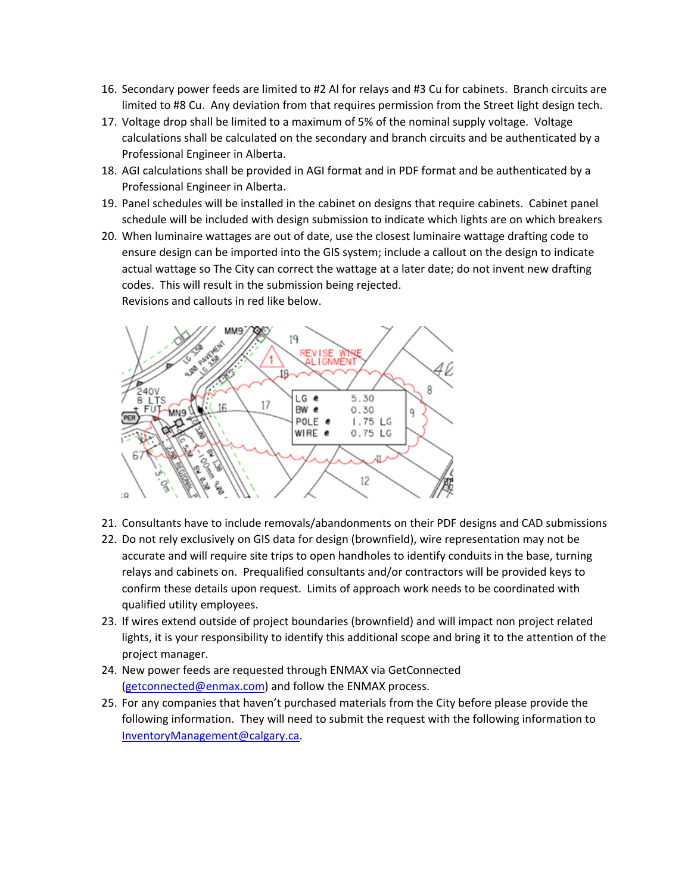16. Secondary power feeds are limited to #2 Al for relays and #3 Cu for cabinets. Branch circuits are limited to #8 Cu. Any deviation from that requires permission from the Street light design tech.
17. Voltage drop shall be limited to a maximum of 5% of the nominal supply voltage. Voltage calculations shall be calculated on the secondary and branch circuits and be authenticated by a Professional Engineer in Alberta.
18. AGI calculations shall be provided in AGI format and in PDF format and be authenticated by a Professional Engineer in Alberta.
19. Panel schedules will be installed in the cabinet on designs that require cabinets. Cabinet panel schedule will be included with design submission to indicate which lights are on which breakers
20. When luminaire wattages are out of date, use the closest luminaire wattage drafting code to ensure design can be imported into the GIS system; include a callout on the design to indicate actual wattage so The City can correct the wattage at a later date; do not invent new drafting codes. This will result in the submission being rejected.
    Revisions and callouts in red like below.
21. Consultants have to include removals/abandonments on their PDF designs and CAD submissions
22. Do not rely exclusively on GIS data for design (brownfield), wire representation may not be accurate and will require site trips to open handholes to identify conduits in the base, turning relays and cabinets on. Prequalified consultants and/or contractors will be provided keys to confirm these details upon request. Limits of approach work needs to be coordinated with qualified utility employees.
23. If wires extend outside of project boundaries (brownfield) and will impact non project related lights, it is your responsibility to identify this additional scope and bring it to the attention of the project manager.
24. New power feeds are requested through ENMAX via GetConnected (getconnected@enmax.com) and follow the ENMAX process.
25. For any companies that haven't purchased materials from the City before please provide the following information. They will need to submit the request with the following information to InventoryManagement@calgary.ca.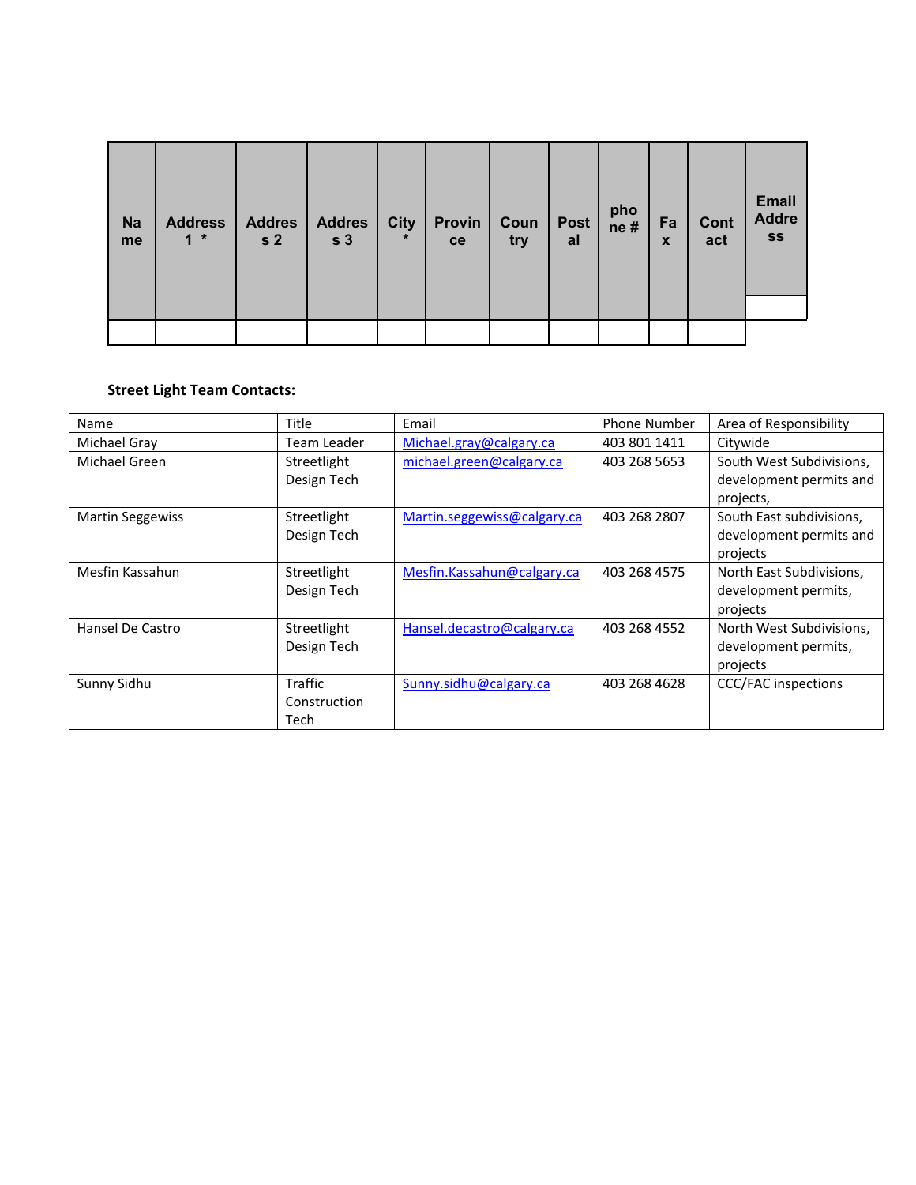| Name | Address 1 * | Address 2 | Address 3 | City * | Province | Country | Postal | phone # | Fax | Contact | Email Address |
|---|---|---|---|---|---|---|---|---|---|---|---|
| | | | | | | | | | | | |

**Street Light Team Contacts:**

| Name | Title | Email | Phone Number | Area of Responsibility |
|---|---|---|---|---|
| Michael Gray | Team Leader | Michael.gray@calgary.ca | 403 801 1411 | Citywide |
| Michael Green | Streetlight Design Tech | michael.green@calgary.ca | 403 268 5653 | South West Subdivisions, development permits and projects, |
| Martin Seggewiss | Streetlight Design Tech | Martin.seggewiss@calgary.ca | 403 268 2807 | South East subdivisions, development permits and projects |
| Mesfin Kassahun | Streetlight Design Tech | Mesfin.Kassahun@calgary.ca | 403 268 4575 | North East Subdivisions, development permits, projects |
| Hansel De Castro | Streetlight Design Tech | Hansel.decastro@calgary.ca | 403 268 4552 | North West Subdivisions, development permits, projects |
| Sunny Sidhu | Traffic Construction Tech | Sunny.sidhu@calgary.ca | 403 268 4628 | CCC/FAC inspections |